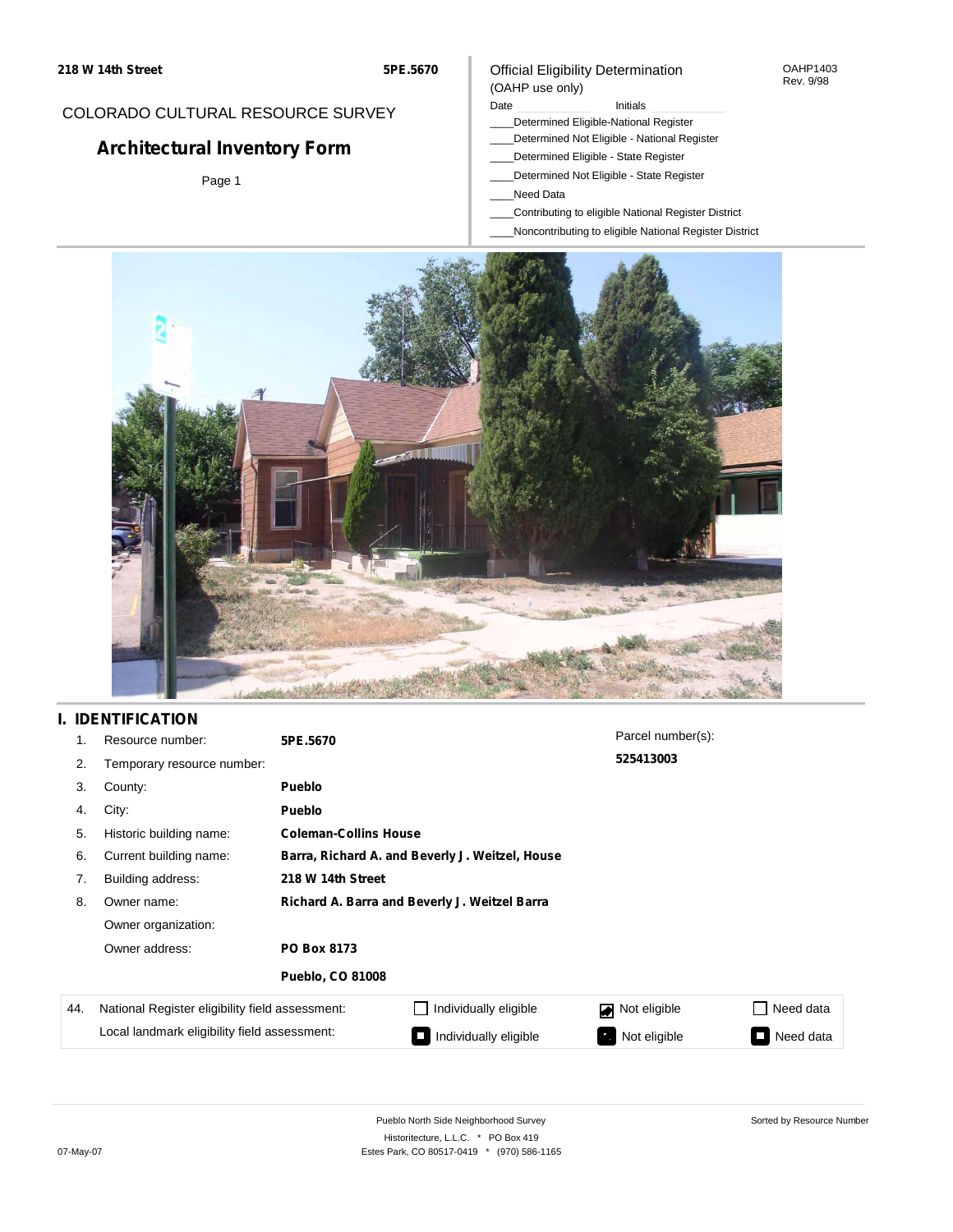218 W 14th Street | 5PE.5670

COLORADO CULTURAL RESOURCE SURVEY

## Architectural Inventory Form

Page 1

Official Eligibility Determination
(OAHP use only)

OAHP1403
Rev. 9/98

Date ____________ Initials ____________

____Determined Eligible-National Register
____Determined Not Eligible - National Register
____Determined Eligible - State Register
____Determined Not Eligible - State Register
____Need Data
____Contributing to eligible National Register District
____Noncontributing to eligible National Register District

## I. IDENTIFICATION

| | | | |
|---|---|---|---|
| 1. | Resource number: | **5PE.5670** | Parcel number(s): |
| 2. | Temporary resource number: | | **525413003** |
| 3. | County: | **Pueblo** | |
| 4. | City: | **Pueblo** | |
| 5. | Historic building name: | **Coleman-Collins House** | |
| 6. | Current building name: | **Barra, Richard A. and Beverly J. Weitzel, House** | |
| 7. | Building address: | **218 W 14th Street** | |
| 8. | Owner name: | **Richard A. Barra and Beverly J. Weitzel Barra** | |
| | Owner organization: | | |
| | Owner address: | **PO Box 8173** | |
| | | **Pueblo, CO 81008** | |

| 44. | | | | |
|---|---|---|---|---|
| | National Register eligibility field assessment: | ☐ Individually eligible | ☑ Not eligible | ☐ Need data |
| | Local landmark eligibility field assessment: | ☐ Individually eligible | ☐ Not eligible | ☐ Need data |

Pueblo North Side Neighborhood Survey
Historitecture, L.L.C. * PO Box 419
Estes Park, CO 80517-0419 * (970) 586-1165

07-May-07

Sorted by Resource Number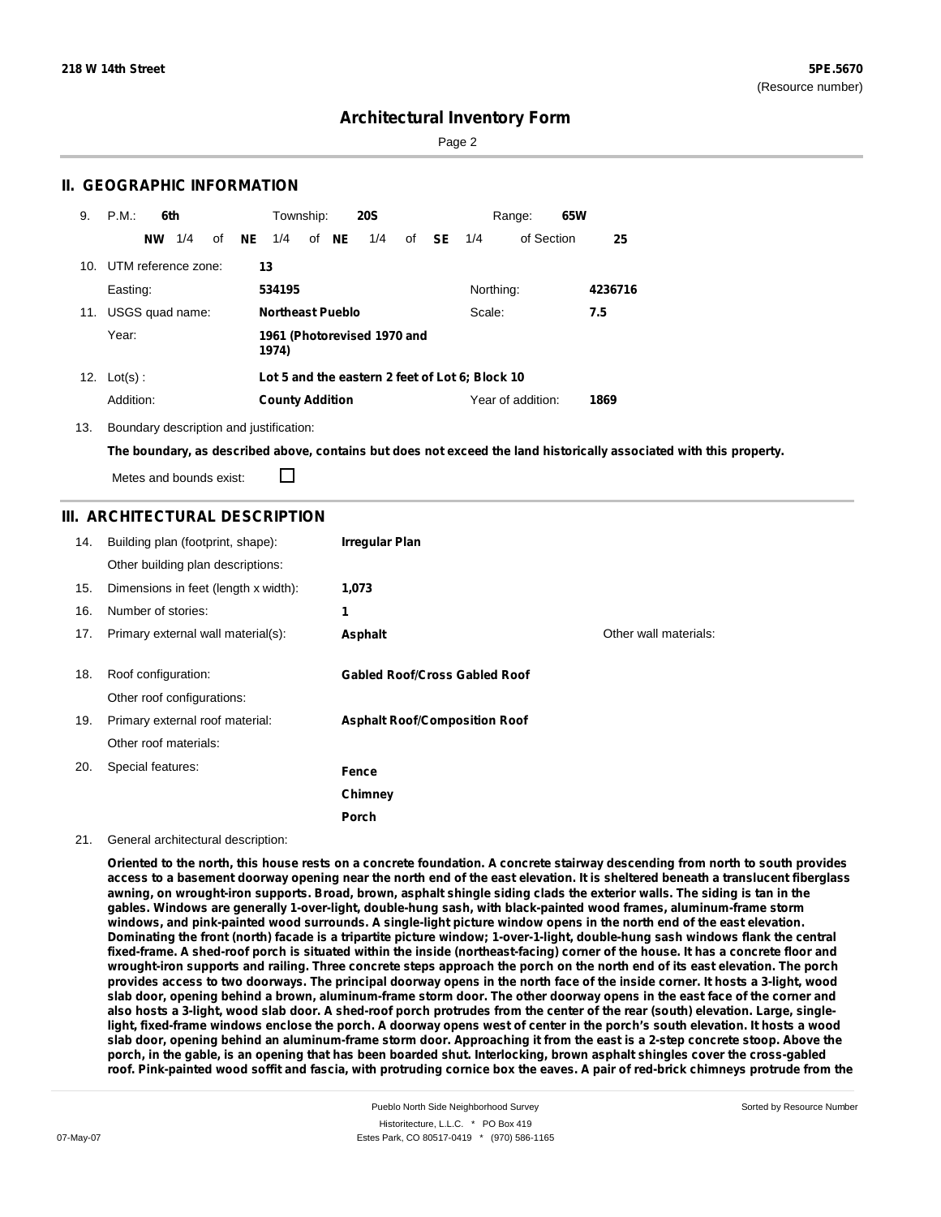# Architectural Inventory Form

## II. GEOGRAPHIC INFORMATION

9. P.M.: **6th** Township: **20S** Range: **65W**

**NW** 1/4 of **NE** 1/4 of **NE** 1/4 of **SE** 1/4 of Section **25**

10. UTM reference zone: **13**

Easting: **534195** Northing: **4236716**

11. USGS quad name: **Northeast Pueblo** Scale: **7.5**

Year: **1961 (Photorevised 1970 and 1974)**

12. Lot(s) : **Lot 5 and the eastern 2 feet of Lot 6; Block 10**

Addition: **County Addition** Year of addition: **1869**

13. Boundary description and justification:

**The boundary, as described above, contains but does not exceed the land historically associated with this property.**

Metes and bounds exist: ☐

## III. ARCHITECTURAL DESCRIPTION

14. Building plan (footprint, shape): **Irregular Plan**

Other building plan descriptions:

15. Dimensions in feet (length x width): **1,073**

16. Number of stories: **1**

17. Primary external wall material(s): **Asphalt** Other wall materials:

18. Roof configuration: **Gabled Roof/Cross Gabled Roof**

Other roof configurations:

19. Primary external roof material: **Asphalt Roof/Composition Roof**

Other roof materials:

20. Special features: **Fence**

**Chimney**

**Porch**

21. General architectural description:

**Oriented to the north, this house rests on a concrete foundation. A concrete stairway descending from north to south provides access to a basement doorway opening near the north end of the east elevation. It is sheltered beneath a translucent fiberglass awning, on wrought-iron supports. Broad, brown, asphalt shingle siding clads the exterior walls. The siding is tan in the gables. Windows are generally 1-over-light, double-hung sash, with black-painted wood frames, aluminum-frame storm windows, and pink-painted wood surrounds. A single-light picture window opens in the north end of the east elevation. Dominating the front (north) facade is a tripartite picture window; 1-over-1-light, double-hung sash windows flank the central fixed-frame. A shed-roof porch is situated within the inside (northeast-facing) corner of the house. It has a concrete floor and wrought-iron supports and railing. Three concrete steps approach the porch on the north end of its east elevation. The porch provides access to two doorways. The principal doorway opens in the north face of the inside corner. It hosts a 3-light, wood slab door, opening behind a brown, aluminum-frame storm door. The other doorway opens in the east face of the corner and also hosts a 3-light, wood slab door. A shed-roof porch protrudes from the center of the rear (south) elevation. Large, single-light, fixed-frame windows enclose the porch. A doorway opens west of center in the porch's south elevation. It hosts a wood slab door, opening behind an aluminum-frame storm door. Approaching it from the east is a 2-step concrete stoop. Above the porch, in the gable, is an opening that has been boarded shut. Interlocking, brown asphalt shingles cover the cross-gabled roof. Pink-painted wood soffit and fascia, with protruding cornice box the eaves. A pair of red-brick chimneys protrude from the**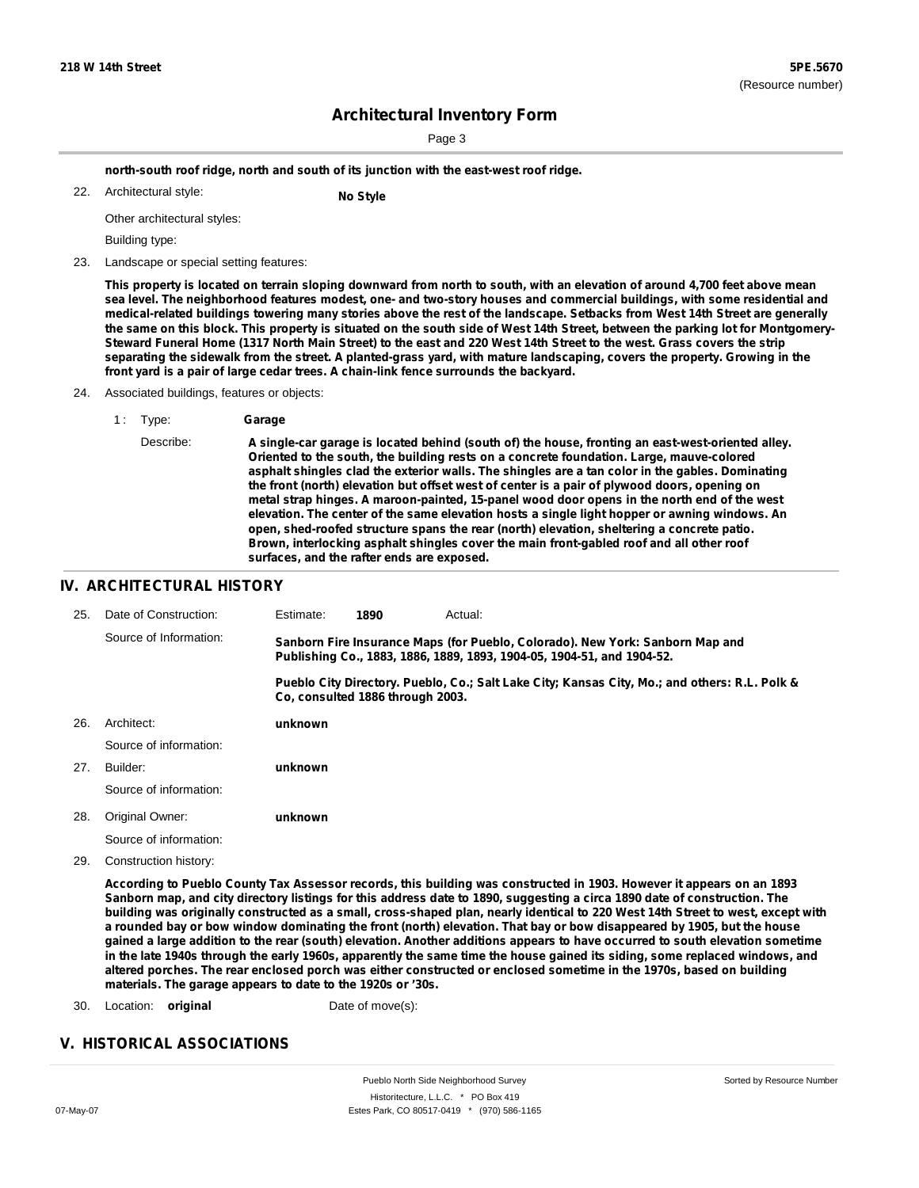north-south roof ridge, north and south of its junction with the east-west roof ridge.

22. Architectural style: **No Style**

Other architectural styles:

Building type:

23. Landscape or special setting features:

**This property is located on terrain sloping downward from north to south, with an elevation of around 4,700 feet above mean sea level. The neighborhood features modest, one- and two-story houses and commercial buildings, with some residential and medical-related buildings towering many stories above the rest of the landscape. Setbacks from West 14th Street are generally the same on this block. This property is situated on the south side of West 14th Street, between the parking lot for Montgomery-Steward Funeral Home (1317 North Main Street) to the east and 220 West 14th Street to the west. Grass covers the strip separating the sidewalk from the street. A planted-grass yard, with mature landscaping, covers the property. Growing in the front yard is a pair of large cedar trees. A chain-link fence surrounds the backyard.**

24. Associated buildings, features or objects:

1 : Type: **Garage**

Describe: **A single-car garage is located behind (south of) the house, fronting an east-west-oriented alley. Oriented to the south, the building rests on a concrete foundation. Large, mauve-colored asphalt shingles clad the exterior walls. The shingles are a tan color in the gables. Dominating the front (north) elevation but offset west of center is a pair of plywood doors, opening on metal strap hinges. A maroon-painted, 15-panel wood door opens in the north end of the west elevation. The center of the same elevation hosts a single light hopper or awning windows. An open, shed-roofed structure spans the rear (north) elevation, sheltering a concrete patio. Brown, interlocking asphalt shingles cover the main front-gabled roof and all other roof surfaces, and the rafter ends are exposed.**

## IV. ARCHITECTURAL HISTORY

25. Date of Construction: Estimate: **1890** Actual:

Source of Information: **Sanborn Fire Insurance Maps (for Pueblo, Colorado). New York: Sanborn Map and Publishing Co., 1883, 1886, 1889, 1893, 1904-05, 1904-51, and 1904-52.**

**Pueblo City Directory. Pueblo, Co.; Salt Lake City; Kansas City, Mo.; and others: R.L. Polk & Co, consulted 1886 through 2003.**

26. Architect: **unknown**

Source of information:

27. Builder: **unknown**

Source of information:

28. Original Owner: **unknown**

Source of information:

29. Construction history:

**According to Pueblo County Tax Assessor records, this building was constructed in 1903. However it appears on an 1893 Sanborn map, and city directory listings for this address date to 1890, suggesting a circa 1890 date of construction. The building was originally constructed as a small, cross-shaped plan, nearly identical to 220 West 14th Street to west, except with a rounded bay or bow window dominating the front (north) elevation. That bay or bow disappeared by 1905, but the house gained a large addition to the rear (south) elevation. Another additions appears to have occurred to south elevation sometime in the late 1940s through the early 1960s, apparently the same time the house gained its siding, some replaced windows, and altered porches. The rear enclosed porch was either constructed or enclosed sometime in the 1970s, based on building materials. The garage appears to date to the 1920s or '30s.**

30. Location: **original** Date of move(s):

## V. HISTORICAL ASSOCIATIONS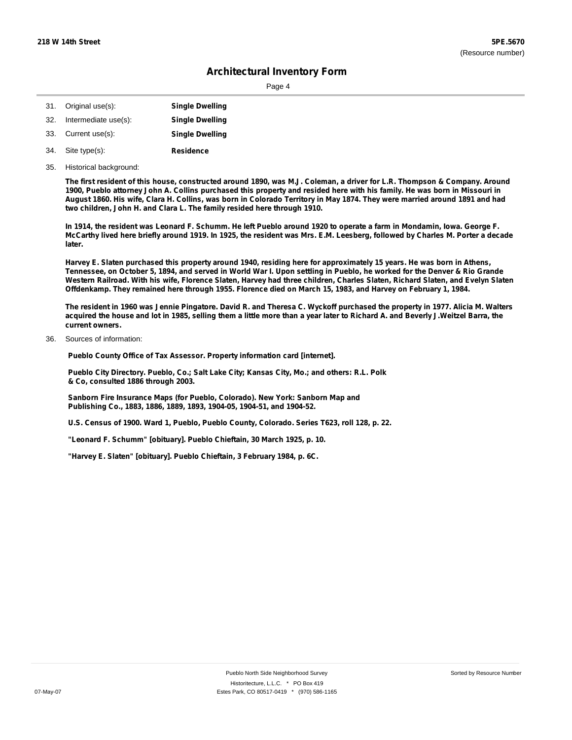31. Original use(s): **Single Dwelling**
32. Intermediate use(s): **Single Dwelling**
33. Current use(s): **Single Dwelling**
34. Site type(s): **Residence**
35. Historical background:

**The first resident of this house, constructed around 1890, was M.J. Coleman, a driver for L.R. Thompson & Company. Around 1900, Pueblo attorney John A. Collins purchased this property and resided here with his family. He was born in Missouri in August 1860. His wife, Clara H. Collins, was born in Colorado Territory in May 1874. They were married around 1891 and had two children, John H. and Clara L. The family resided here through 1910.**

**In 1914, the resident was Leonard F. Schumm. He left Pueblo around 1920 to operate a farm in Mondamin, Iowa. George F. McCarthy lived here briefly around 1919. In 1925, the resident was Mrs. E.M. Leesberg, followed by Charles M. Porter a decade later.**

**Harvey E. Slaten purchased this property around 1940, residing here for approximately 15 years. He was born in Athens, Tennessee, on October 5, 1894, and served in World War I. Upon settling in Pueblo, he worked for the Denver & Rio Grande Western Railroad. With his wife, Florence Slaten, Harvey had three children, Charles Slaten, Richard Slaten, and Evelyn Slaten Offdenkamp. They remained here through 1955. Florence died on March 15, 1983, and Harvey on February 1, 1984.**

**The resident in 1960 was Jennie Pingatore. David R. and Theresa C. Wyckoff purchased the property in 1977. Alicia M. Walters acquired the house and lot in 1985, selling them a little more than a year later to Richard A. and Beverly J.Weitzel Barra, the current owners.**

36. Sources of information:

**Pueblo County Office of Tax Assessor. Property information card [internet].**

**Pueblo City Directory. Pueblo, Co.; Salt Lake City; Kansas City, Mo.; and others: R.L. Polk & Co, consulted 1886 through 2003.**

**Sanborn Fire Insurance Maps (for Pueblo, Colorado). New York: Sanborn Map and Publishing Co., 1883, 1886, 1889, 1893, 1904-05, 1904-51, and 1904-52.**

**U.S. Census of 1900. Ward 1, Pueblo, Pueblo County, Colorado. Series T623, roll 128, p. 22.**

**"Leonard F. Schumm" [obituary]. Pueblo Chieftain, 30 March 1925, p. 10.**

**"Harvey E. Slaten" [obituary]. Pueblo Chieftain, 3 February 1984, p. 6C.**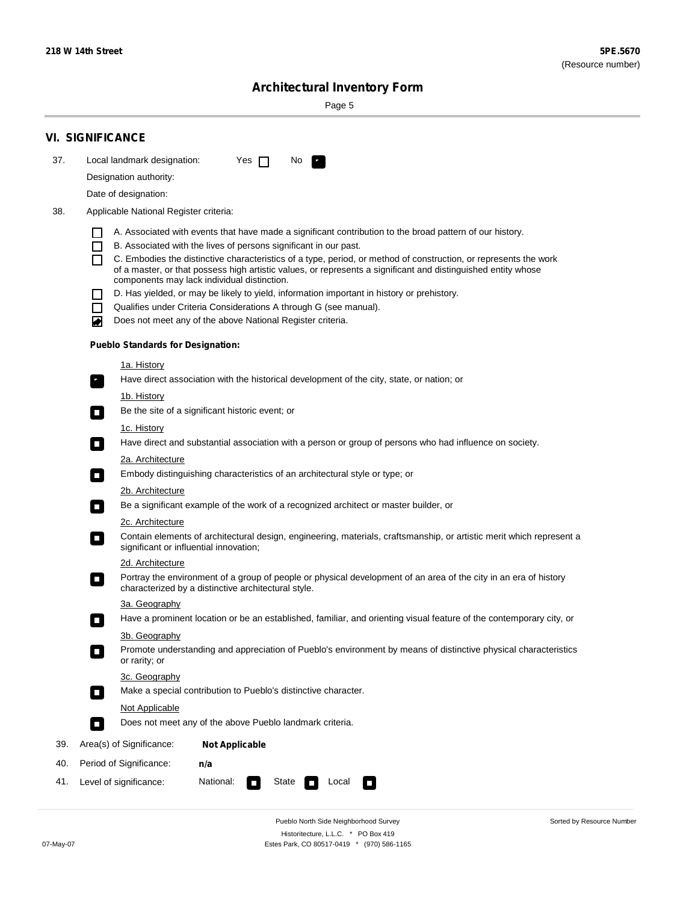**218 W 14th Street** **5PE.5670**
(Resource number)

# Architectural Inventory Form

## VI. SIGNIFICANCE

37. Local landmark designation: Yes ☐ No ☒

Designation authority:

Date of designation:

38. Applicable National Register criteria:

- ☐ A. Associated with events that have made a significant contribution to the broad pattern of our history.
- ☐ B. Associated with the lives of persons significant in our past.
- ☐ C. Embodies the distinctive characteristics of a type, period, or method of construction, or represents the work of a master, or that possess high artistic values, or represents a significant and distinguished entity whose components may lack individual distinction.
- ☐ D. Has yielded, or may be likely to yield, information important in history or prehistory.
- ☐ Qualifies under Criteria Considerations A through G (see manual).
- ☒ Does not meet any of the above National Register criteria.

**Pueblo Standards for Designation:**

1a. History
☒ Have direct association with the historical development of the city, state, or nation; or

1b. History
☐ Be the site of a significant historic event; or

1c. History
☐ Have direct and substantial association with a person or group of persons who had influence on society.

2a. Architecture
☐ Embody distinguishing characteristics of an architectural style or type; or

2b. Architecture
☐ Be a significant example of the work of a recognized architect or master builder, or

2c. Architecture
☐ Contain elements of architectural design, engineering, materials, craftsmanship, or artistic merit which represent a significant or influential innovation;

2d. Architecture
☐ Portray the environment of a group of people or physical development of an area of the city in an era of history characterized by a distinctive architectural style.

3a. Geography
☐ Have a prominent location or be an established, familiar, and orienting visual feature of the contemporary city, or

3b. Geography
☐ Promote understanding and appreciation of Pueblo's environment by means of distinctive physical characteristics or rarity; or

3c. Geography
☐ Make a special contribution to Pueblo's distinctive character.

Not Applicable
☐ Does not meet any of the above Pueblo landmark criteria.

39. Area(s) of Significance: **Not Applicable**

40. Period of Significance: **n/a**

41. Level of significance: National: ☐ State ☐ Local ☐

Pueblo North Side Neighborhood Survey
Historitecture, L.L.C. * PO Box 419
Estes Park, CO 80517-0419 * (970) 586-1165

07-May-07 Sorted by Resource Number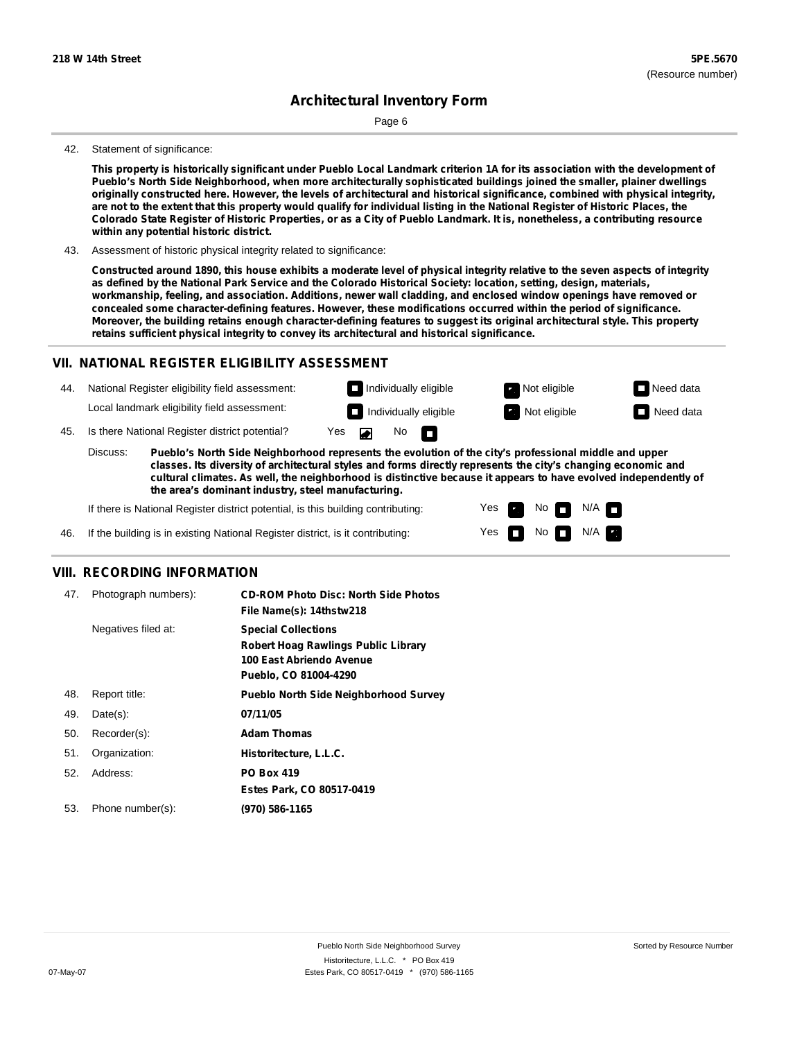**218 W 14th Street** **5PE.5670**
(Resource number)

## Architectural Inventory Form

42. Statement of significance:

**This property is historically significant under Pueblo Local Landmark criterion 1A for its association with the development of Pueblo's North Side Neighborhood, when more architecturally sophisticated buildings joined the smaller, plainer dwellings originally constructed here. However, the levels of architectural and historical significance, combined with physical integrity, are not to the extent that this property would qualify for individual listing in the National Register of Historic Places, the Colorado State Register of Historic Properties, or as a City of Pueblo Landmark. It is, nonetheless, a contributing resource within any potential historic district.**

43. Assessment of historic physical integrity related to significance:

**Constructed around 1890, this house exhibits a moderate level of physical integrity relative to the seven aspects of integrity as defined by the National Park Service and the Colorado Historical Society: location, setting, design, materials, workmanship, feeling, and association. Additions, newer wall cladding, and enclosed window openings have removed or concealed some character-defining features. However, these modifications occurred within the period of significance. Moreover, the building retains enough character-defining features to suggest its original architectural style. This property retains sufficient physical integrity to convey its architectural and historical significance.**

## VII. NATIONAL REGISTER ELIGIBILITY ASSESSMENT

44. National Register eligibility field assessment: ☐ Individually eligible ☒ Not eligible ☐ Need data

Local landmark eligibility field assessment: ☐ Individually eligible ☒ Not eligible ☐ Need data

45. Is there National Register district potential? Yes ☒ No ☐

Discuss: **Pueblo's North Side Neighborhood represents the evolution of the city's professional middle and upper classes. Its diversity of architectural styles and forms directly represents the city's changing economic and cultural climates. As well, the neighborhood is distinctive because it appears to have evolved independently of the area's dominant industry, steel manufacturing.**

If there is National Register district potential, is this building contributing: Yes ☒ No ☐ N/A ☐

46. If the building is in existing National Register district, is it contributing: Yes ☐ No ☐ N/A ☒

## VIII. RECORDING INFORMATION

47. Photograph numbers): **CD-ROM Photo Disc: North Side Photos**
**File Name(s): 14thstw218**

Negatives filed at: **Special Collections**
**Robert Hoag Rawlings Public Library**
**100 East Abriendo Avenue**
**Pueblo, CO 81004-4290**

48. Report title: **Pueblo North Side Neighborhood Survey**

49. Date(s): **07/11/05**

50. Recorder(s): **Adam Thomas**

51. Organization: **Historitecture, L.L.C.**

52. Address: **PO Box 419**
**Estes Park, CO 80517-0419**

53. Phone number(s): **(970) 586-1165**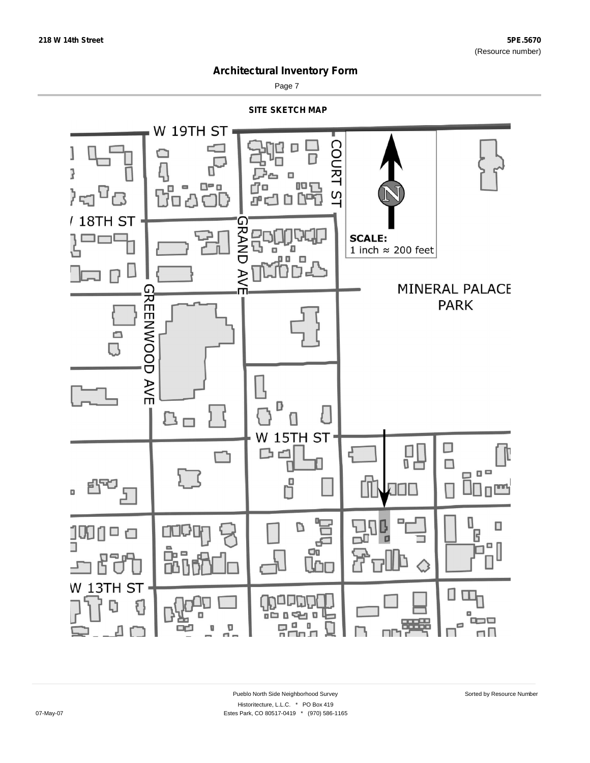## Architectural Inventory Form

### SITE SKETCH MAP

W 19TH ST

COURT ST

18TH ST

GRAND AVE

SCALE:
1 inch ≈ 200 feet

MINERAL PALACE PARK

GREENWOOD AVE

W 15TH ST

W 13TH ST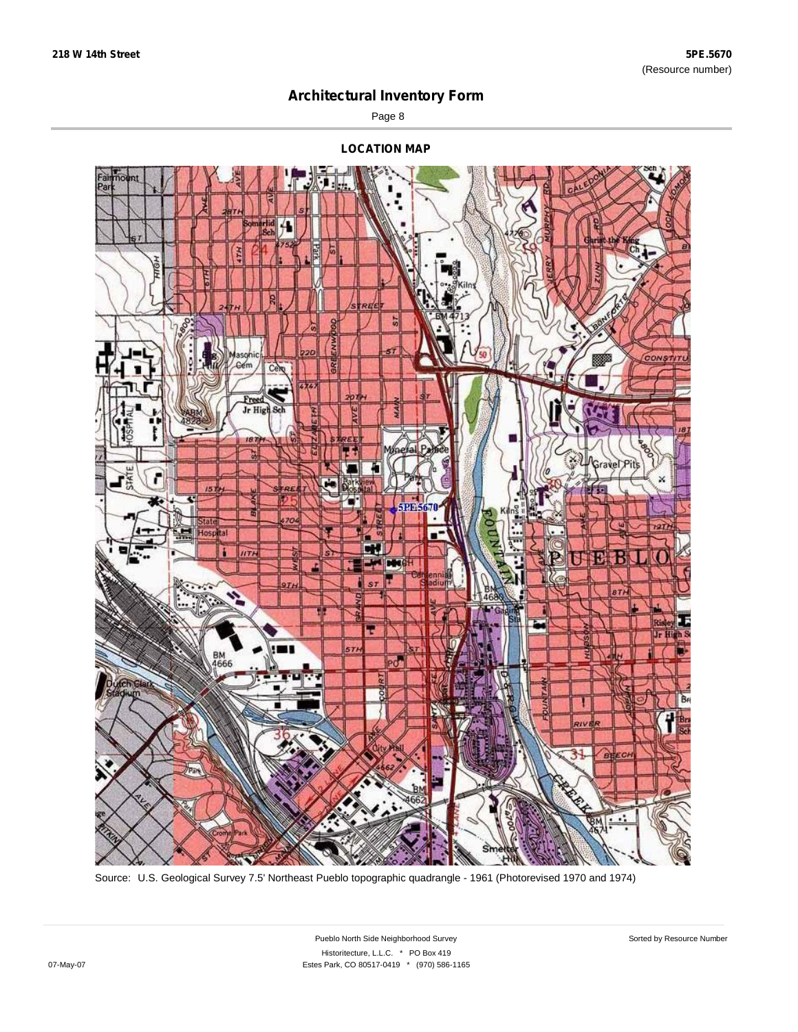218 W 14th Street

5PE.5670
(Resource number)

# Architectural Inventory Form

## LOCATION MAP

Source: U.S. Geological Survey 7.5' Northeast Pueblo topographic quadrangle - 1961 (Photorevised 1970 and 1974)

Pueblo North Side Neighborhood Survey
Historitecture, L.L.C. * PO Box 419
Estes Park, CO 80517-0419 * (970) 586-1165

Sorted by Resource Number

07-May-07